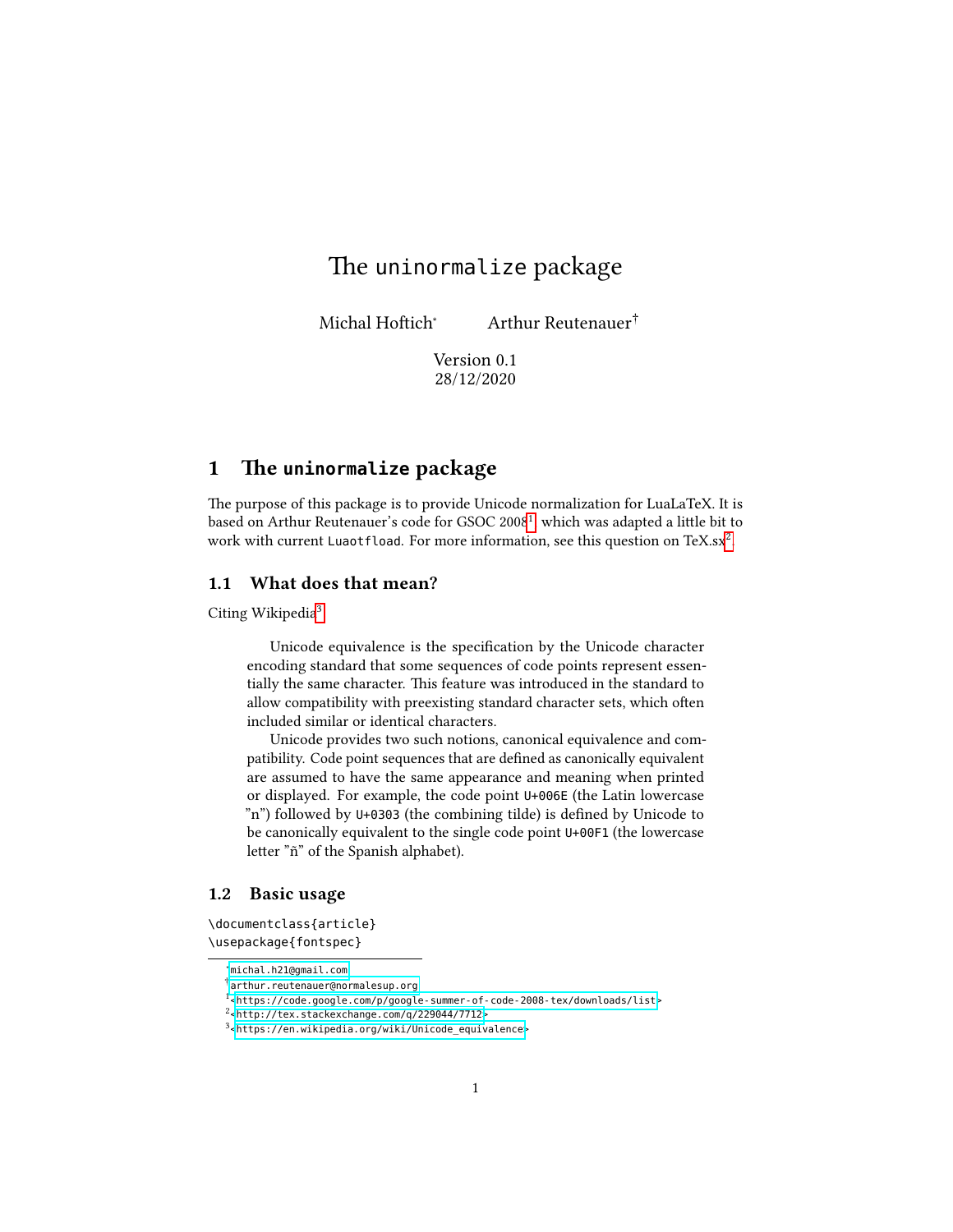# The `uninormalize` package

Michal Hoftich[*] Arthur Reutenauer[†]

Version 0.1
28/12/2020

## 1 The `uninormalize` package

The purpose of this package is to provide Unicode normalization for LuaLaTeX. It is based on Arthur Reutenauer's code for GSOC 2008[1] which was adapted a little bit to work with current `Luaotfload`. For more information, see this question on TeX.sx[2].

### 1.1 What does that mean?

Citing Wikipedia[3]

> Unicode equivalence is the specification by the Unicode character encoding standard that some sequences of code points represent essentially the same character. This feature was introduced in the standard to allow compatibility with preexisting standard character sets, which often included similar or identical characters.
>
> Unicode provides two such notions, canonical equivalence and compatibility. Code point sequences that are defined as canonically equivalent are assumed to have the same appearance and meaning when printed or displayed. For example, the code point `U+006E` (the Latin lowercase "n") followed by `U+0303` (the combining tilde) is defined by Unicode to be canonically equivalent to the single code point `U+00F1` (the lowercase letter "ñ" of the Spanish alphabet).

### 1.2 Basic usage

```
\documentclass{article}
\usepackage{fontspec}
```

[*] michal.h21@gmail.com
[†] arthur.reutenauer@normalesup.org
[1] <https://code.google.com/p/google-summer-of-code-2008-tex/downloads/list>
[2] <http://tex.stackexchange.com/q/229044/7712>
[3] <https://en.wikipedia.org/wiki/Unicode_equivalence>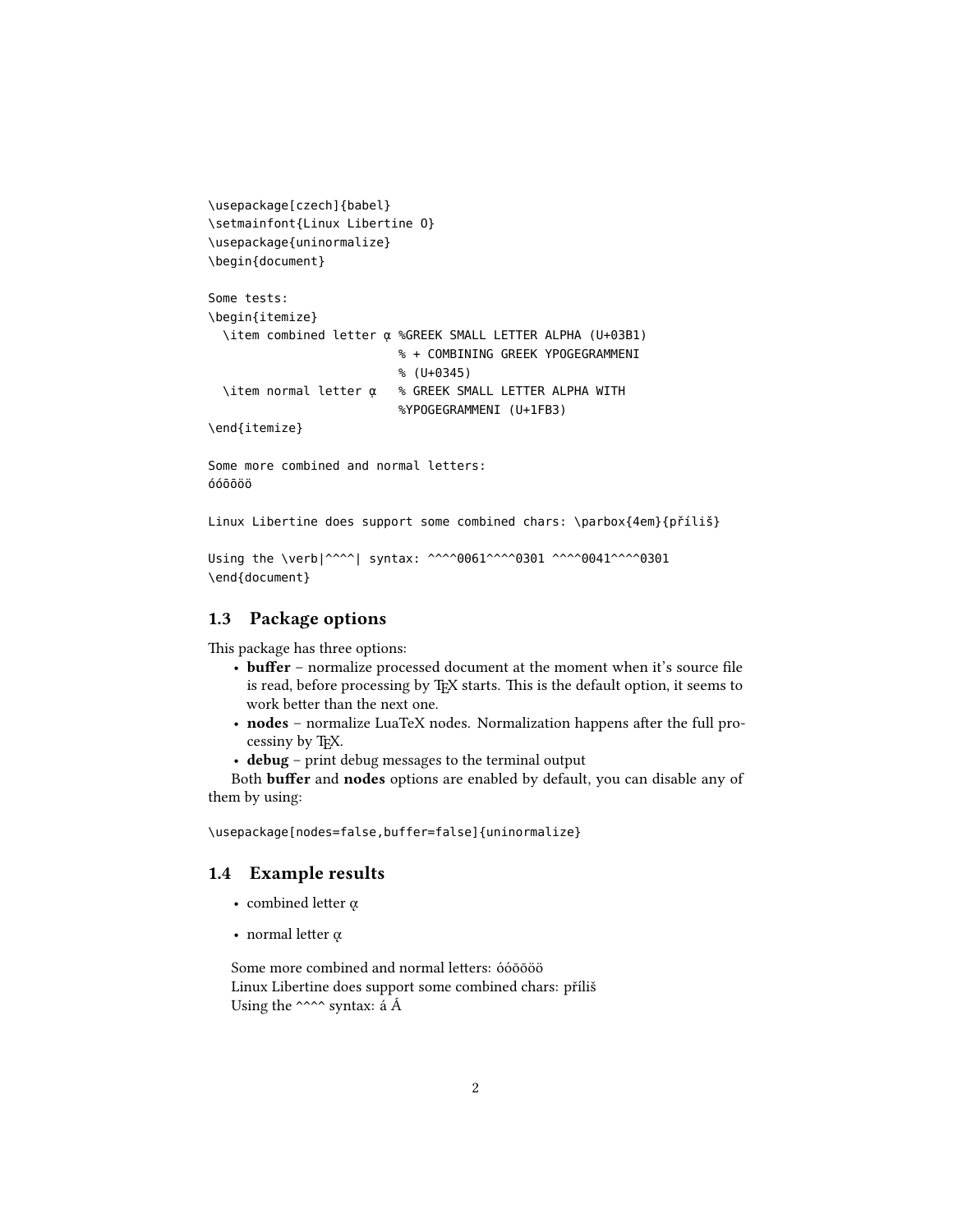```
\usepackage[czech]{babel}
\setmainfont{Linux Libertine O}
\usepackage{uninormalize}
\begin{document}

Some tests:
\begin{itemize}
  \item combined letter ᾳ %GREEK SMALL LETTER ALPHA (U+03B1)
                         % + COMBINING GREEK YPOGEGRAMMENI
                         % (U+0345)
  \item normal letter ᾳ   % GREEK SMALL LETTER ALPHA WITH
                         %YPOGEGRAMMENI (U+1FB3)
\end{itemize}

Some more combined and normal letters:
óóōōöö

Linux Libertine does support some combined chars: \parbox{4em}{příliš}

Using the \verb|^^^^| syntax: ^^^^0061^^^^0301 ^^^^0041^^^^0301
\end{document}
```

### 1.3 Package options

This package has three options:

- **buffer** – normalize processed document at the moment when it's source file is read, before processing by TEX starts. This is the default option, it seems to work better than the next one.
- **nodes** – normalize LuaTeX nodes. Normalization happens after the full processiny by TEX.
- **debug** – print debug messages to the terminal output

Both **buffer** and **nodes** options are enabled by default, you can disable any of them by using:

```
\usepackage[nodes=false,buffer=false]{uninormalize}
```

### 1.4 Example results

- combined letter ᾳ
- normal letter ᾳ

Some more combined and normal letters: óóōōöö
Linux Libertine does support some combined chars: příliš
Using the ^^^^ syntax: á Á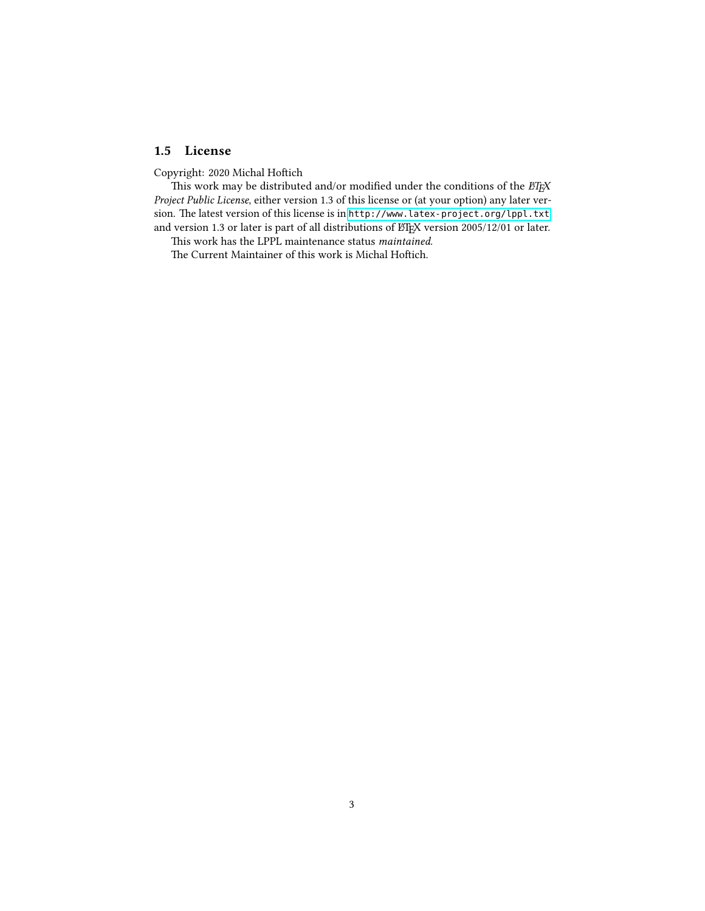### 1.5 License

Copyright: 2020 Michal Hoftich

This work may be distributed and/or modified under the conditions of the *LaTeX Project Public License*, either version 1.3 of this license or (at your option) any later version. The latest version of this license is in `http://www.latex-project.org/lppl.txt` and version 1.3 or later is part of all distributions of LaTeX version 2005/12/01 or later.

This work has the LPPL maintenance status *maintained*.

The Current Maintainer of this work is Michal Hoftich.